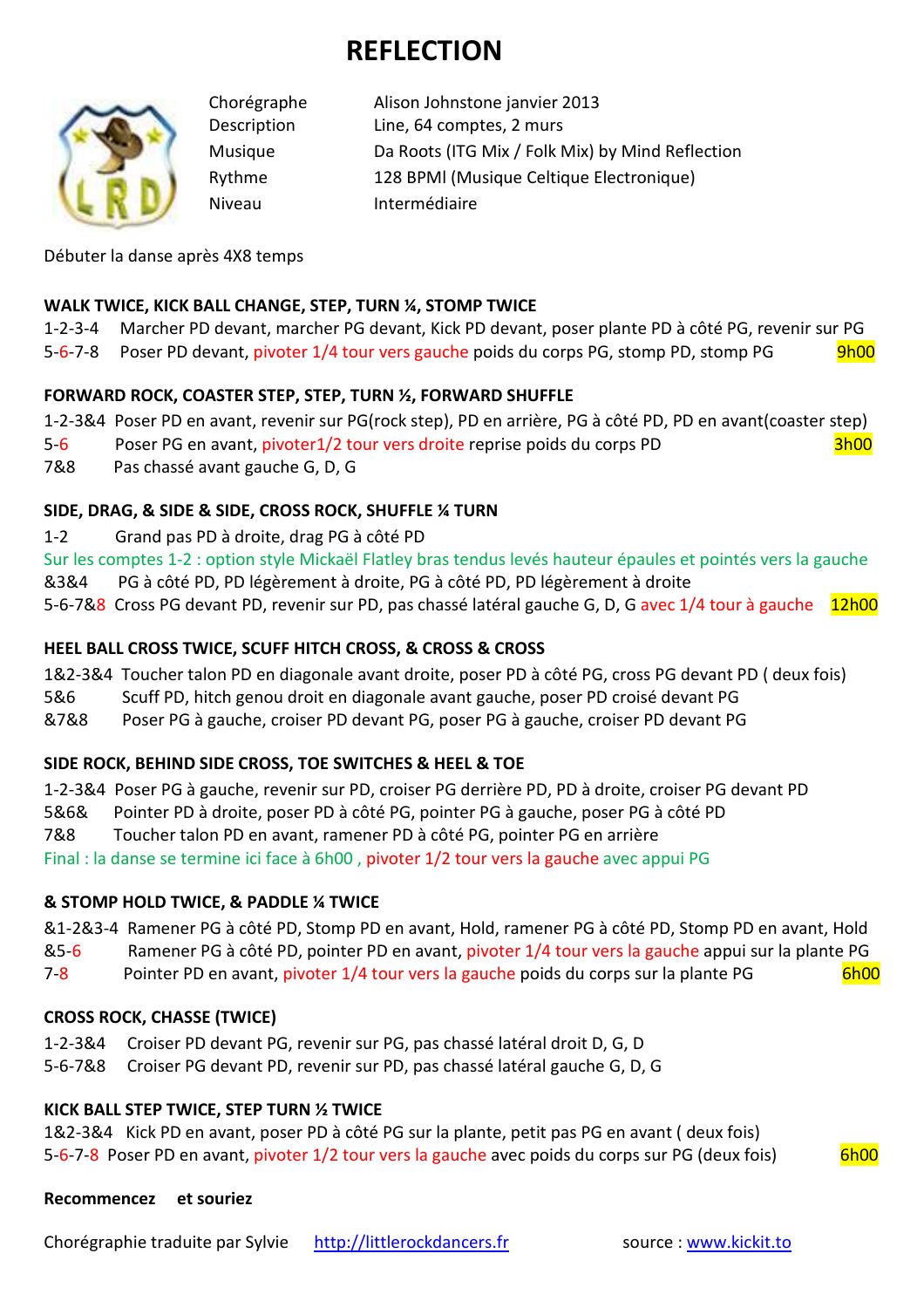# REFLECTION

| | |
|---|---|
| Chorégraphe | Alison Johnstone janvier 2013 |
| Description | Line, 64 comptes, 2 murs |
| Musique | Da Roots (ITG Mix / Folk Mix) by Mind Reflection |
| Rythme | 128 BPMl (Musique Celtique Electronique) |
| Niveau | Intermédiaire |

Débuter la danse après 4X8 temps

**WALK TWICE, KICK BALL CHANGE, STEP, TURN ¼, STOMP TWICE**

1-2-3-4 Marcher PD devant, marcher PG devant, Kick PD devant, poser plante PD à côté PG, revenir sur PG

5-6-7-8 Poser PD devant, pivoter 1/4 tour vers gauche poids du corps PG, stomp PD, stomp PG 9h00

**FORWARD ROCK, COASTER STEP, STEP, TURN ½, FORWARD SHUFFLE**

1-2-3&4 Poser PD en avant, revenir sur PG(rock step), PD en arrière, PG à côté PD, PD en avant(coaster step)

5-6 Poser PG en avant, pivoter1/2 tour vers droite reprise poids du corps PD 3h00

7&8 Pas chassé avant gauche G, D, G

**SIDE, DRAG, & SIDE & SIDE, CROSS ROCK, SHUFFLE ¼ TURN**

1-2 Grand pas PD à droite, drag PG à côté PD

Sur les comptes 1-2 : option style Mickaël Flatley bras tendus levés hauteur épaules et pointés vers la gauche

&3&4 PG à côté PD, PD légèrement à droite, PG à côté PD, PD légèrement à droite

5-6-7&8 Cross PG devant PD, revenir sur PD, pas chassé latéral gauche G, D, G avec 1/4 tour à gauche 12h00

**HEEL BALL CROSS TWICE, SCUFF HITCH CROSS, & CROSS & CROSS**

1&2-3&4 Toucher talon PD en diagonale avant droite, poser PD à côté PG, cross PG devant PD ( deux fois)

5&6 Scuff PD, hitch genou droit en diagonale avant gauche, poser PD croisé devant PG

&7&8 Poser PG à gauche, croiser PD devant PG, poser PG à gauche, croiser PD devant PG

**SIDE ROCK, BEHIND SIDE CROSS, TOE SWITCHES & HEEL & TOE**

1-2-3&4 Poser PG à gauche, revenir sur PD, croiser PG derrière PD, PD à droite, croiser PG devant PD

5&6& Pointer PD à droite, poser PD à côté PG, pointer PG à gauche, poser PG à côté PD

7&8 Toucher talon PD en avant, ramener PD à côté PG, pointer PG en arrière

Final : la danse se termine ici face à 6h00 , pivoter 1/2 tour vers la gauche avec appui PG

**& STOMP HOLD TWICE, & PADDLE ¼ TWICE**

&1-2&3-4 Ramener PG à côté PD, Stomp PD en avant, Hold, ramener PG à côté PD, Stomp PD en avant, Hold

&5-6 Ramener PG à côté PD, pointer PD en avant, pivoter 1/4 tour vers la gauche appui sur la plante PG

7-8 Pointer PD en avant, pivoter 1/4 tour vers la gauche poids du corps sur la plante PG 6h00

**CROSS ROCK, CHASSE (TWICE)**

1-2-3&4 Croiser PD devant PG, revenir sur PG, pas chassé latéral droit D, G, D

5-6-7&8 Croiser PG devant PD, revenir sur PD, pas chassé latéral gauche G, D, G

**KICK BALL STEP TWICE, STEP TURN ½ TWICE**

1&2-3&4 Kick PD en avant, poser PD à côté PG sur la plante, petit pas PG en avant ( deux fois)

5-6-7-8 Poser PD en avant, pivoter 1/2 tour vers la gauche avec poids du corps sur PG (deux fois) 6h00

**Recommencez et souriez**

Chorégraphie traduite par Sylvie http://littlerockdancers.fr source : www.kickit.to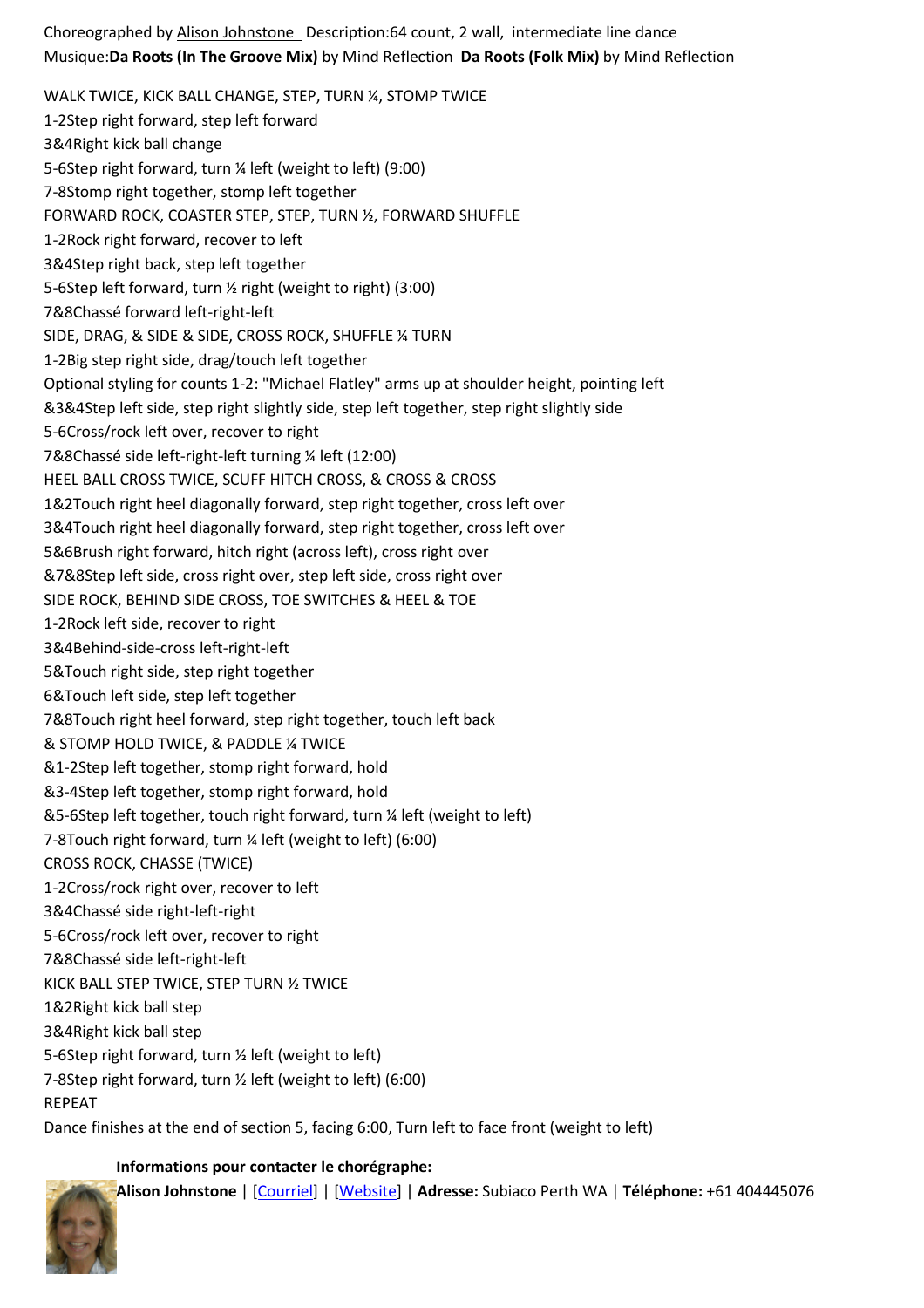Choreographed by Alison Johnstone Description:64 count, 2 wall, intermediate line dance
Musique:**Da Roots (In The Groove Mix)** by Mind Reflection **Da Roots (Folk Mix)** by Mind Reflection

WALK TWICE, KICK BALL CHANGE, STEP, TURN ¼, STOMP TWICE
1-2Step right forward, step left forward
3&4Right kick ball change
5-6Step right forward, turn ¼ left (weight to left) (9:00)
7-8Stomp right together, stomp left together

FORWARD ROCK, COASTER STEP, STEP, TURN ½, FORWARD SHUFFLE
1-2Rock right forward, recover to left
3&4Step right back, step left together
5-6Step left forward, turn ½ right (weight to right) (3:00)
7&8Chassé forward left-right-left

SIDE, DRAG, & SIDE & SIDE, CROSS ROCK, SHUFFLE ¼ TURN
1-2Big step right side, drag/touch left together
Optional styling for counts 1-2: "Michael Flatley" arms up at shoulder height, pointing left
&3&4Step left side, step right slightly side, step left together, step right slightly side
5-6Cross/rock left over, recover to right
7&8Chassé side left-right-left turning ¼ left (12:00)

HEEL BALL CROSS TWICE, SCUFF HITCH CROSS, & CROSS & CROSS
1&2Touch right heel diagonally forward, step right together, cross left over
3&4Touch right heel diagonally forward, step right together, cross left over
5&6Brush right forward, hitch right (across left), cross right over
&7&8Step left side, cross right over, step left side, cross right over

SIDE ROCK, BEHIND SIDE CROSS, TOE SWITCHES & HEEL & TOE
1-2Rock left side, recover to right
3&4Behind-side-cross left-right-left
5&Touch right side, step right together
6&Touch left side, step left together
7&8Touch right heel forward, step right together, touch left back

& STOMP HOLD TWICE, & PADDLE ¼ TWICE
&1-2Step left together, stomp right forward, hold
&3-4Step left together, stomp right forward, hold
&5-6Step left together, touch right forward, turn ¼ left (weight to left)
7-8Touch right forward, turn ¼ left (weight to left) (6:00)

CROSS ROCK, CHASSE (TWICE)
1-2Cross/rock right over, recover to left
3&4Chassé side right-left-right
5-6Cross/rock left over, recover to right
7&8Chassé side left-right-left

KICK BALL STEP TWICE, STEP TURN ½ TWICE
1&2Right kick ball step
3&4Right kick ball step
5-6Step right forward, turn ½ left (weight to left)
7-8Step right forward, turn ½ left (weight to left) (6:00)

REPEAT
Dance finishes at the end of section 5, facing 6:00, Turn left to face front (weight to left)

**Informations pour contacter le chorégraphe:**
**Alison Johnstone** | [Courriel] | [Website] | **Adresse:** Subiaco Perth WA | **Téléphone:** +61 404445076